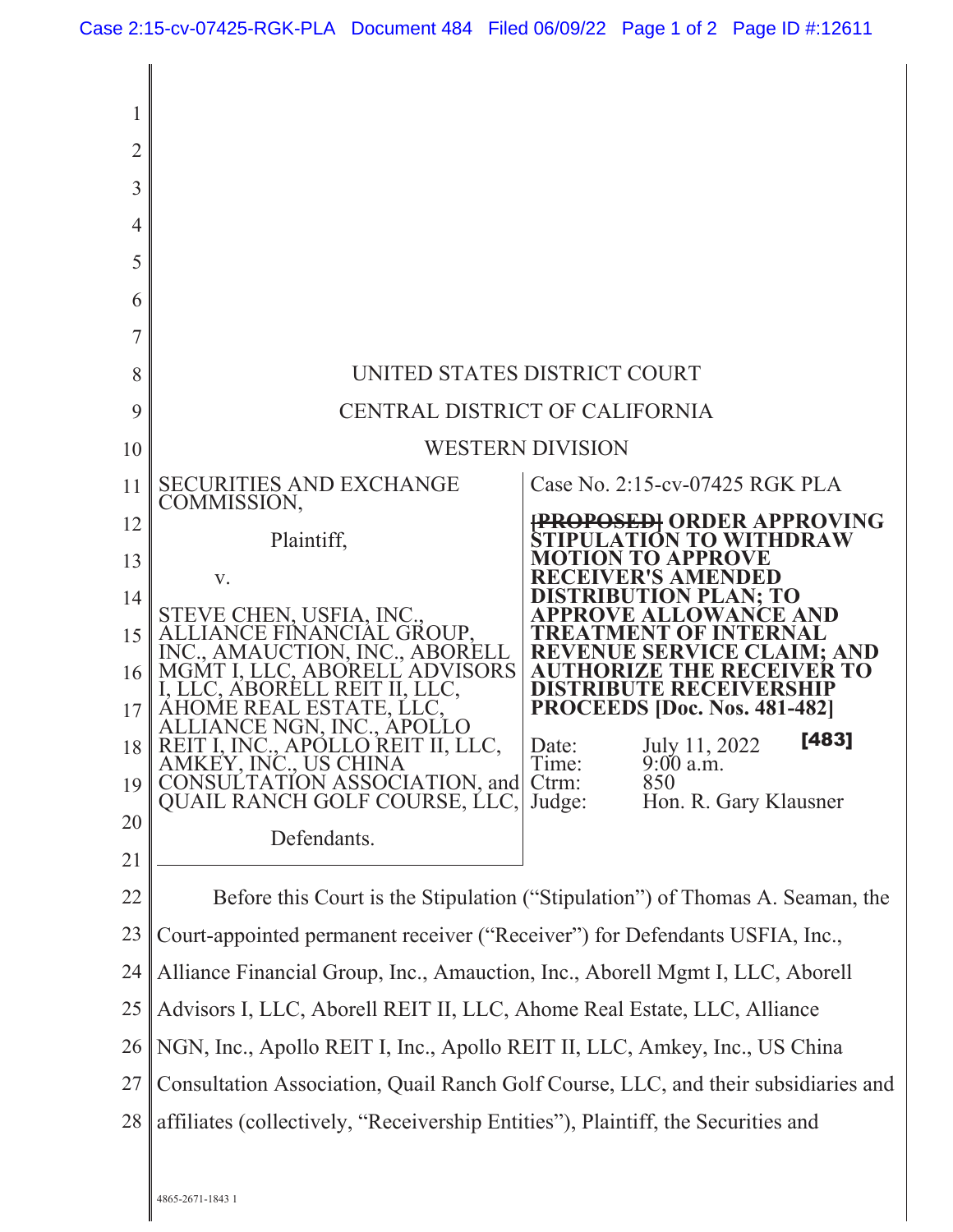UNITED STATES DISTRICT COURT

CENTRAL DISTRICT OF CALIFORNIA

WESTERN DIVISION

| | |
|---|---|
| SECURITIES AND EXCHANGE COMMISSION,<br><br>Plaintiff,<br><br>v.<br><br>STEVE CHEN, USFIA, INC., ALLIANCE FINANCIAL GROUP, INC., AMAUCTION, INC., ABORELL MGMT I, LLC, ABORELL ADVISORS I, LLC, ABORELL REIT II, LLC, AHOME REAL ESTATE, LLC, ALLIANCE NGN, INC., APOLLO REIT I, INC., APOLLO REIT II, LLC, AMKEY, INC., US CHINA CONSULTATION ASSOCIATION, and QUAIL RANCH GOLF COURSE, LLC,<br><br>Defendants. | Case No. 2:15-cv-07425 RGK PLA<br><br>**~~[PROPOSED]~~ ORDER APPROVING STIPULATION TO WITHDRAW MOTION TO APPROVE RECEIVER'S AMENDED DISTRIBUTION PLAN; TO APPROVE ALLOWANCE AND TREATMENT OF INTERNAL REVENUE SERVICE CLAIM; AND AUTHORIZE THE RECEIVER TO DISTRIBUTE RECEIVERSHIP PROCEEDS [Doc. Nos. 481-482]**<br><br>**[483]**<br><br>Date: July 11, 2022<br>Time: 9:00 a.m.<br>Ctrm: 850<br>Judge: Hon. R. Gary Klausner |

Before this Court is the Stipulation ("Stipulation") of Thomas A. Seaman, the Court-appointed permanent receiver ("Receiver") for Defendants USFIA, Inc., Alliance Financial Group, Inc., Amauction, Inc., Aborell Mgmt I, LLC, Aborell Advisors I, LLC, Aborell REIT II, LLC, Ahome Real Estate, LLC, Alliance NGN, Inc., Apollo REIT I, Inc., Apollo REIT II, LLC, Amkey, Inc., US China Consultation Association, Quail Ranch Golf Course, LLC, and their subsidiaries and affiliates (collectively, "Receivership Entities"), Plaintiff, the Securities and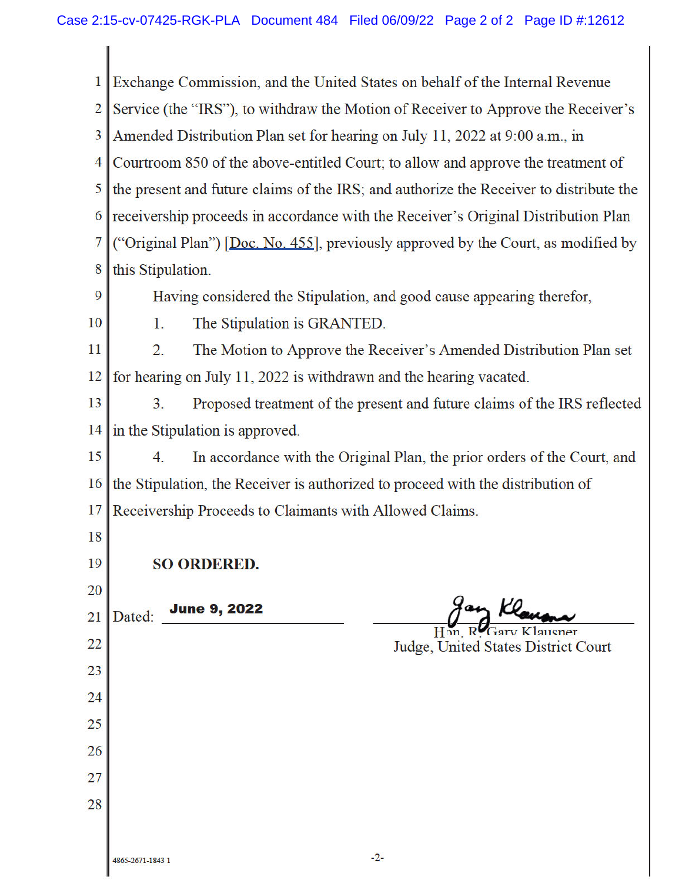Exchange Commission, and the United States on behalf of the Internal Revenue Service (the "IRS"), to withdraw the Motion of Receiver to Approve the Receiver's Amended Distribution Plan set for hearing on July 11, 2022 at 9:00 a.m., in Courtroom 850 of the above-entitled Court; to allow and approve the treatment of the present and future claims of the IRS; and authorize the Receiver to distribute the receivership proceeds in accordance with the Receiver's Original Distribution Plan ("Original Plan") [Doc. No. 455], previously approved by the Court, as modified by this Stipulation.

Having considered the Stipulation, and good cause appearing therefor,

1. The Stipulation is GRANTED.

2. The Motion to Approve the Receiver's Amended Distribution Plan set for hearing on July 11, 2022 is withdrawn and the hearing vacated.

3. Proposed treatment of the present and future claims of the IRS reflected in the Stipulation is approved.

4. In accordance with the Original Plan, the prior orders of the Court, and the Stipulation, the Receiver is authorized to proceed with the distribution of Receivership Proceeds to Claimants with Allowed Claims.

**SO ORDERED.**

Dated: **June 9, 2022**

Gary Klausner
Hon. R. Gary Klausner
Judge, United States District Court

4865-2671-1843 1